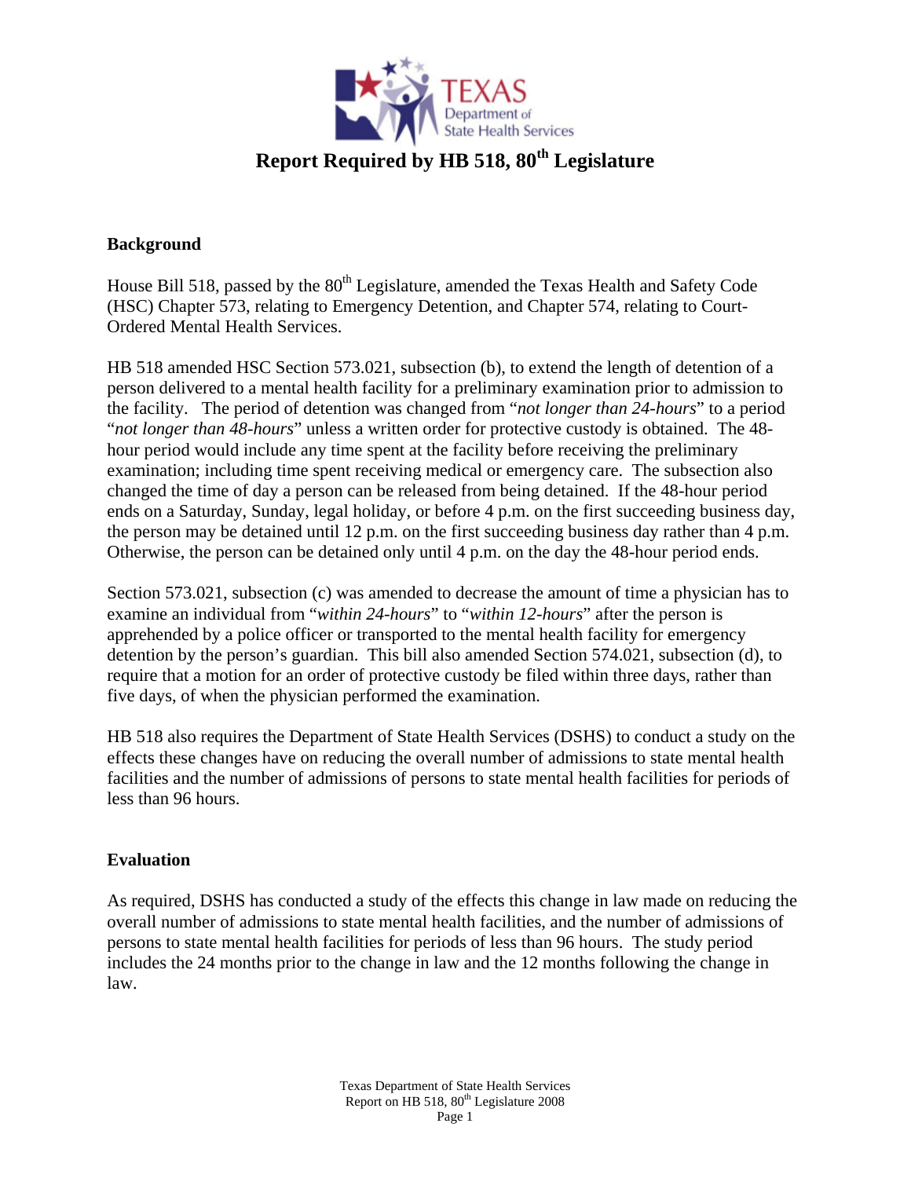# Report Required by HB 518, 80th Legislature

## Background

House Bill 518, passed by the 80th Legislature, amended the Texas Health and Safety Code (HSC) Chapter 573, relating to Emergency Detention, and Chapter 574, relating to Court-Ordered Mental Health Services.

HB 518 amended HSC Section 573.021, subsection (b), to extend the length of detention of a person delivered to a mental health facility for a preliminary examination prior to admission to the facility. The period of detention was changed from "*not longer than 24-hours*" to a period "*not longer than 48-hours*" unless a written order for protective custody is obtained. The 48-hour period would include any time spent at the facility before receiving the preliminary examination; including time spent receiving medical or emergency care. The subsection also changed the time of day a person can be released from being detained. If the 48-hour period ends on a Saturday, Sunday, legal holiday, or before 4 p.m. on the first succeeding business day, the person may be detained until 12 p.m. on the first succeeding business day rather than 4 p.m. Otherwise, the person can be detained only until 4 p.m. on the day the 48-hour period ends.

Section 573.021, subsection (c) was amended to decrease the amount of time a physician has to examine an individual from "*within 24-hours*" to "*within 12-hours*" after the person is apprehended by a police officer or transported to the mental health facility for emergency detention by the person's guardian. This bill also amended Section 574.021, subsection (d), to require that a motion for an order of protective custody be filed within three days, rather than five days, of when the physician performed the examination.

HB 518 also requires the Department of State Health Services (DSHS) to conduct a study on the effects these changes have on reducing the overall number of admissions to state mental health facilities and the number of admissions of persons to state mental health facilities for periods of less than 96 hours.

## Evaluation

As required, DSHS has conducted a study of the effects this change in law made on reducing the overall number of admissions to state mental health facilities, and the number of admissions of persons to state mental health facilities for periods of less than 96 hours. The study period includes the 24 months prior to the change in law and the 12 months following the change in law.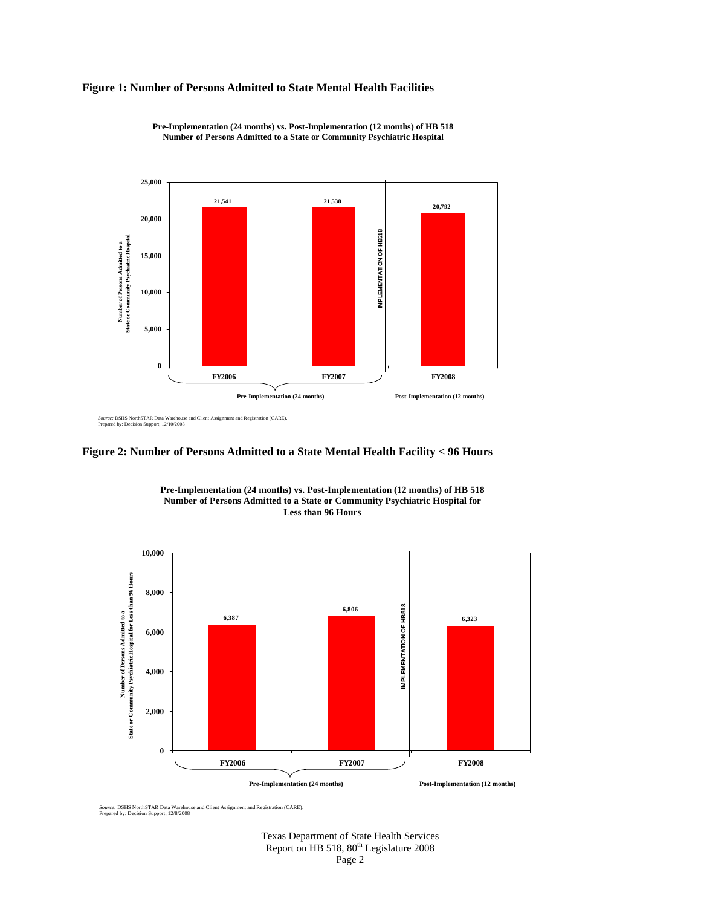**Figure 1: Number of Persons Admitted to State Mental Health Facilities**

Pre-Implementation (24 months) vs. Post-Implementation (12 months) of HB 518
Number of Persons Admitted to a State or Community Psychiatric Hospital

| | FY2006 | FY2007 | FY2008 |
|---|---|---|---|
| Number of Persons Admitted to a State or Community Psychiatric Hospital | 21,541 | 21,538 | 20,792 |
| Period | Pre-Implementation (24 months) | Pre-Implementation (24 months) | Post-Implementation (12 months) |

IMPLEMENTATION OF HB518 (between FY2007 and FY2008)

*Source:* DSHS NorthSTAR Data Warehouse and Client Assignment and Registration (CARE).
Prepared by: Decision Support, 12/10/2008

**Figure 2: Number of Persons Admitted to a State Mental Health Facility < 96 Hours**

Pre-Implementation (24 months) vs. Post-Implementation (12 months) of HB 518
Number of Persons Admitted to a State or Community Psychiatric Hospital for Less than 96 Hours

| | FY2006 | FY2007 | FY2008 |
|---|---|---|---|
| Number of Persons Admitted to a State or Community Psychiatric Hospital for Less than 96 Hours | 6,387 | 6,806 | 6,323 |
| Period | Pre-Implementation (24 months) | Pre-Implementation (24 months) | Post-Implementation (12 months) |

IMPLEMENTATION OF HB518 (between FY2007 and FY2008)

*Source:* DSHS NorthSTAR Data Warehouse and Client Assignment and Registration (CARE).
Prepared by: Decision Support, 12/8/2008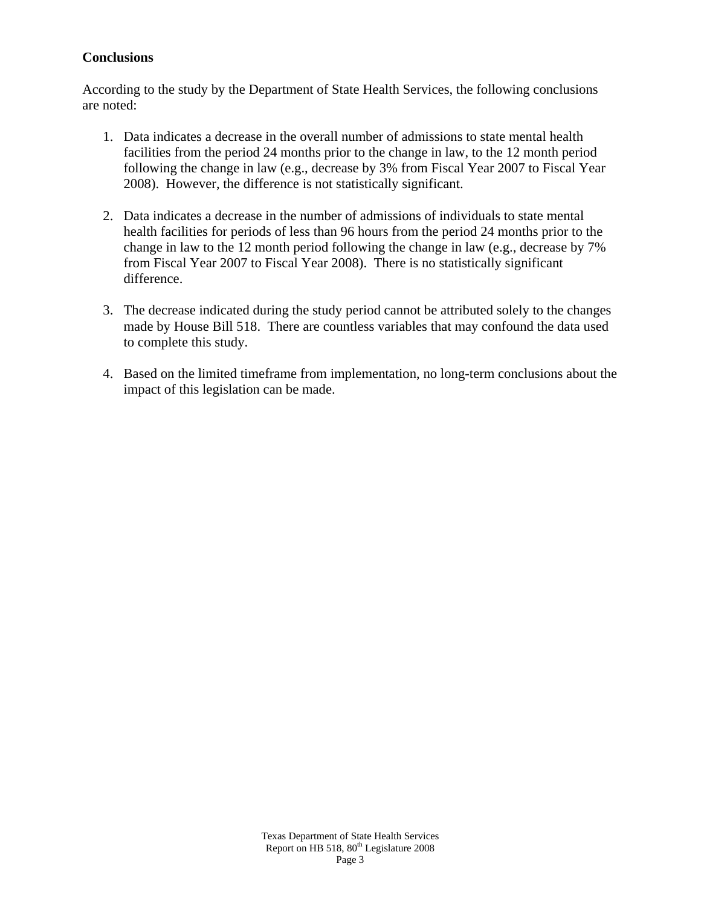**Conclusions**

According to the study by the Department of State Health Services, the following conclusions are noted:

1. Data indicates a decrease in the overall number of admissions to state mental health facilities from the period 24 months prior to the change in law, to the 12 month period following the change in law (e.g., decrease by 3% from Fiscal Year 2007 to Fiscal Year 2008). However, the difference is not statistically significant.

2. Data indicates a decrease in the number of admissions of individuals to state mental health facilities for periods of less than 96 hours from the period 24 months prior to the change in law to the 12 month period following the change in law (e.g., decrease by 7% from Fiscal Year 2007 to Fiscal Year 2008). There is no statistically significant difference.

3. The decrease indicated during the study period cannot be attributed solely to the changes made by House Bill 518. There are countless variables that may confound the data used to complete this study.

4. Based on the limited timeframe from implementation, no long-term conclusions about the impact of this legislation can be made.